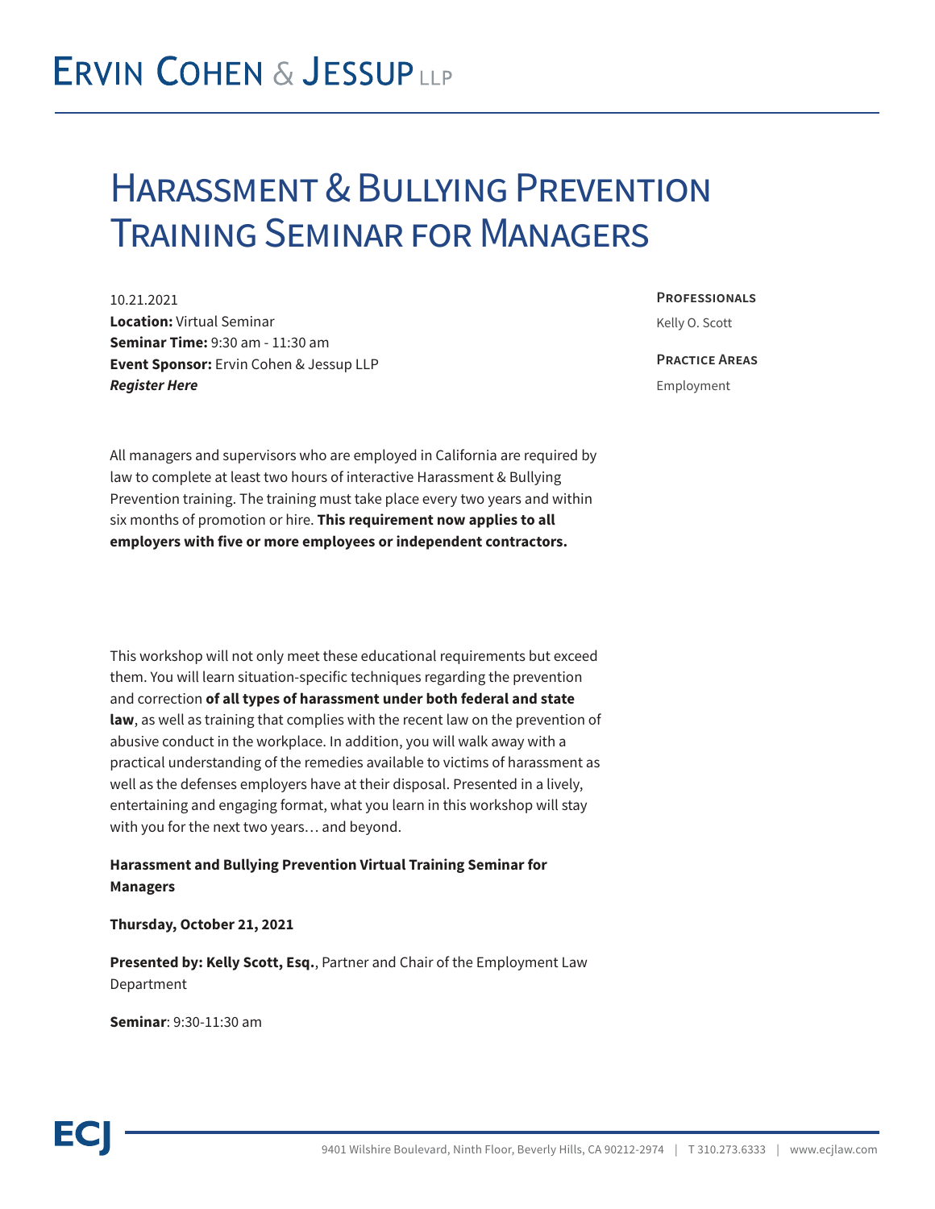# Harassment & Bullying Prevention Training Seminar for Managers

10.21.2021
**Location:** Virtual Seminar
**Seminar Time:** 9:30 am - 11:30 am
**Event Sponsor:** Ervin Cohen & Jessup LLP
***Register Here***

**Professionals**

Kelly O. Scott

**Practice Areas**

Employment

All managers and supervisors who are employed in California are required by law to complete at least two hours of interactive Harassment & Bullying Prevention training. The training must take place every two years and within six months of promotion or hire. **This requirement now applies to all employers with five or more employees or independent contractors.**

This workshop will not only meet these educational requirements but exceed them. You will learn situation-specific techniques regarding the prevention and correction **of all types of harassment under both federal and state law**, as well as training that complies with the recent law on the prevention of abusive conduct in the workplace. In addition, you will walk away with a practical understanding of the remedies available to victims of harassment as well as the defenses employers have at their disposal. Presented in a lively, entertaining and engaging format, what you learn in this workshop will stay with you for the next two years… and beyond.

**Harassment and Bullying Prevention Virtual Training Seminar for Managers**

**Thursday, October 21, 2021**

**Presented by: Kelly Scott, Esq.**, Partner and Chair of the Employment Law Department

**Seminar**: 9:30-11:30 am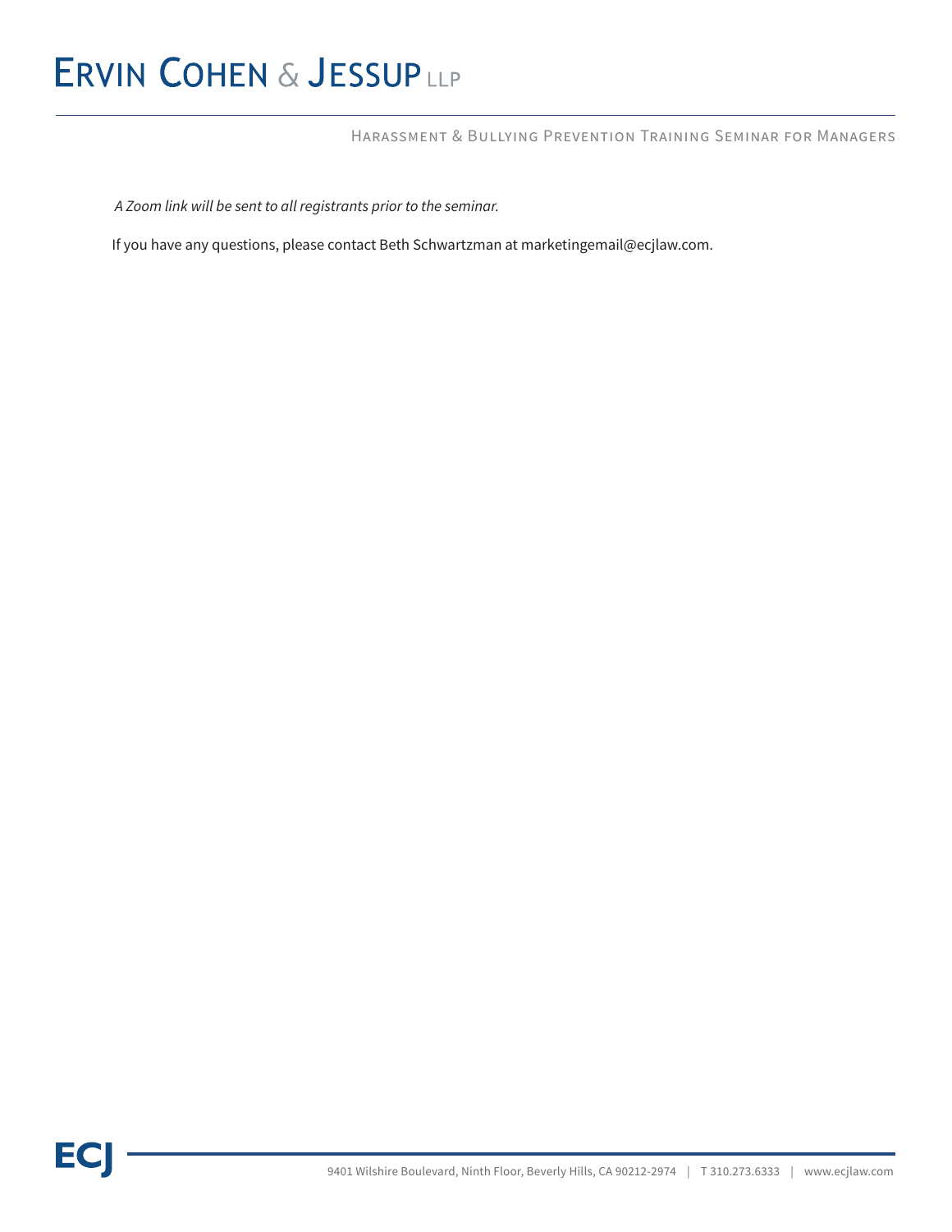*A Zoom link will be sent to all registrants prior to the seminar.*

If you have any questions, please contact Beth Schwartzman at marketingemail@ecjlaw.com.